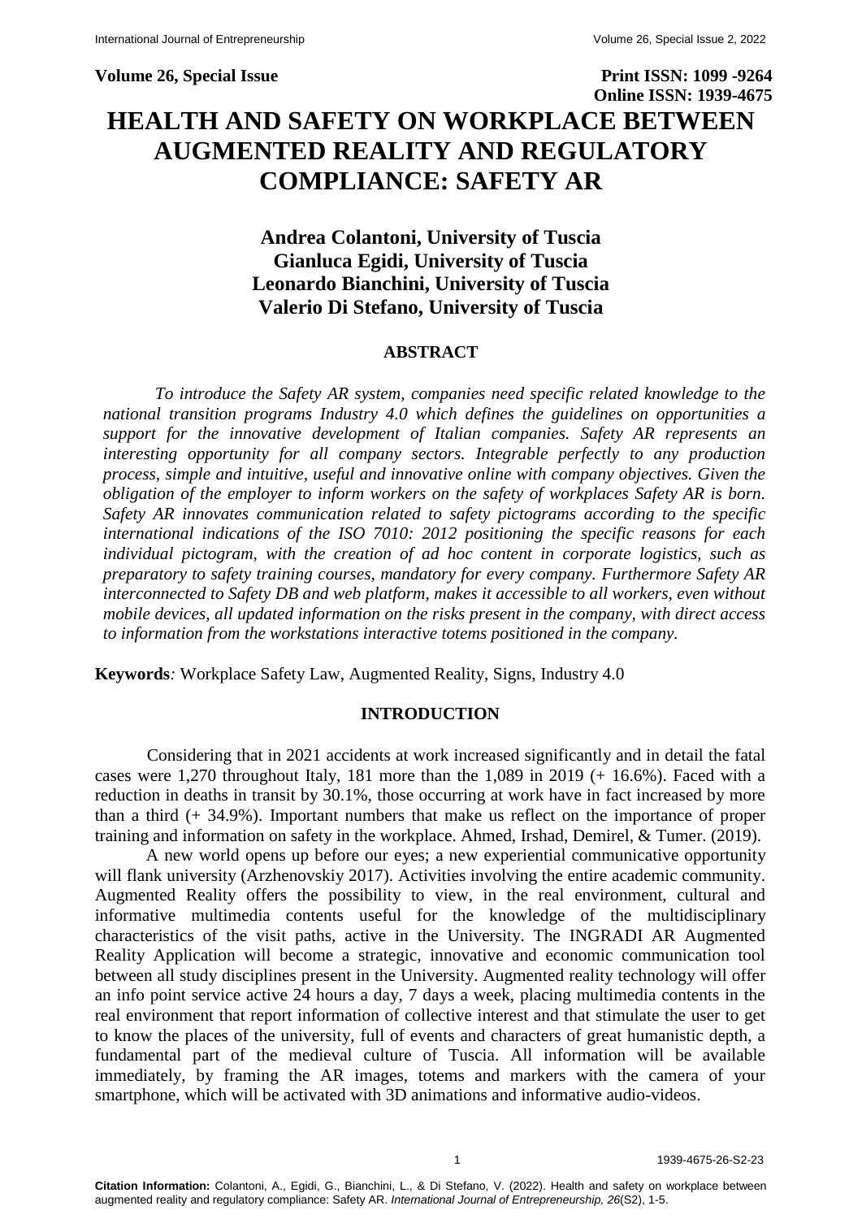**Volume 26, Special Issue**

**Print ISSN: 1099 -9264**
**Online ISSN: 1939-4675**

# HEALTH AND SAFETY ON WORKPLACE BETWEEN AUGMENTED REALITY AND REGULATORY COMPLIANCE: SAFETY AR

**Andrea Colantoni, University of Tuscia**
**Gianluca Egidi, University of Tuscia**
**Leonardo Bianchini, University of Tuscia**
**Valerio Di Stefano, University of Tuscia**

## ABSTRACT

*To introduce the Safety AR system, companies need specific related knowledge to the national transition programs Industry 4.0 which defines the guidelines on opportunities a support for the innovative development of Italian companies. Safety AR represents an interesting opportunity for all company sectors. Integrable perfectly to any production process, simple and intuitive, useful and innovative online with company objectives. Given the obligation of the employer to inform workers on the safety of workplaces Safety AR is born. Safety AR innovates communication related to safety pictograms according to the specific international indications of the ISO 7010: 2012 positioning the specific reasons for each individual pictogram, with the creation of ad hoc content in corporate logistics, such as preparatory to safety training courses, mandatory for every company. Furthermore Safety AR interconnected to Safety DB and web platform, makes it accessible to all workers, even without mobile devices, all updated information on the risks present in the company, with direct access to information from the workstations interactive totems positioned in the company.*

**Keywords***:* Workplace Safety Law, Augmented Reality, Signs, Industry 4.0

## INTRODUCTION

Considering that in 2021 accidents at work increased significantly and in detail the fatal cases were 1,270 throughout Italy, 181 more than the 1,089 in 2019 (+ 16.6%). Faced with a reduction in deaths in transit by 30.1%, those occurring at work have in fact increased by more than a third (+ 34.9%). Important numbers that make us reflect on the importance of proper training and information on safety in the workplace. Ahmed, Irshad, Demirel, & Tumer. (2019).

A new world opens up before our eyes; a new experiential communicative opportunity will flank university (Arzhenovskiy 2017). Activities involving the entire academic community. Augmented Reality offers the possibility to view, in the real environment, cultural and informative multimedia contents useful for the knowledge of the multidisciplinary characteristics of the visit paths, active in the University. The INGRADI AR Augmented Reality Application will become a strategic, innovative and economic communication tool between all study disciplines present in the University. Augmented reality technology will offer an info point service active 24 hours a day, 7 days a week, placing multimedia contents in the real environment that report information of collective interest and that stimulate the user to get to know the places of the university, full of events and characters of great humanistic depth, a fundamental part of the medieval culture of Tuscia. All information will be available immediately, by framing the AR images, totems and markers with the camera of your smartphone, which will be activated with 3D animations and informative audio-videos.

**Citation Information:** Colantoni, A., Egidi, G., Bianchini, L., & Di Stefano, V. (2022). Health and safety on workplace between augmented reality and regulatory compliance: Safety AR. *International Journal of Entrepreneurship, 26*(S2), 1-5.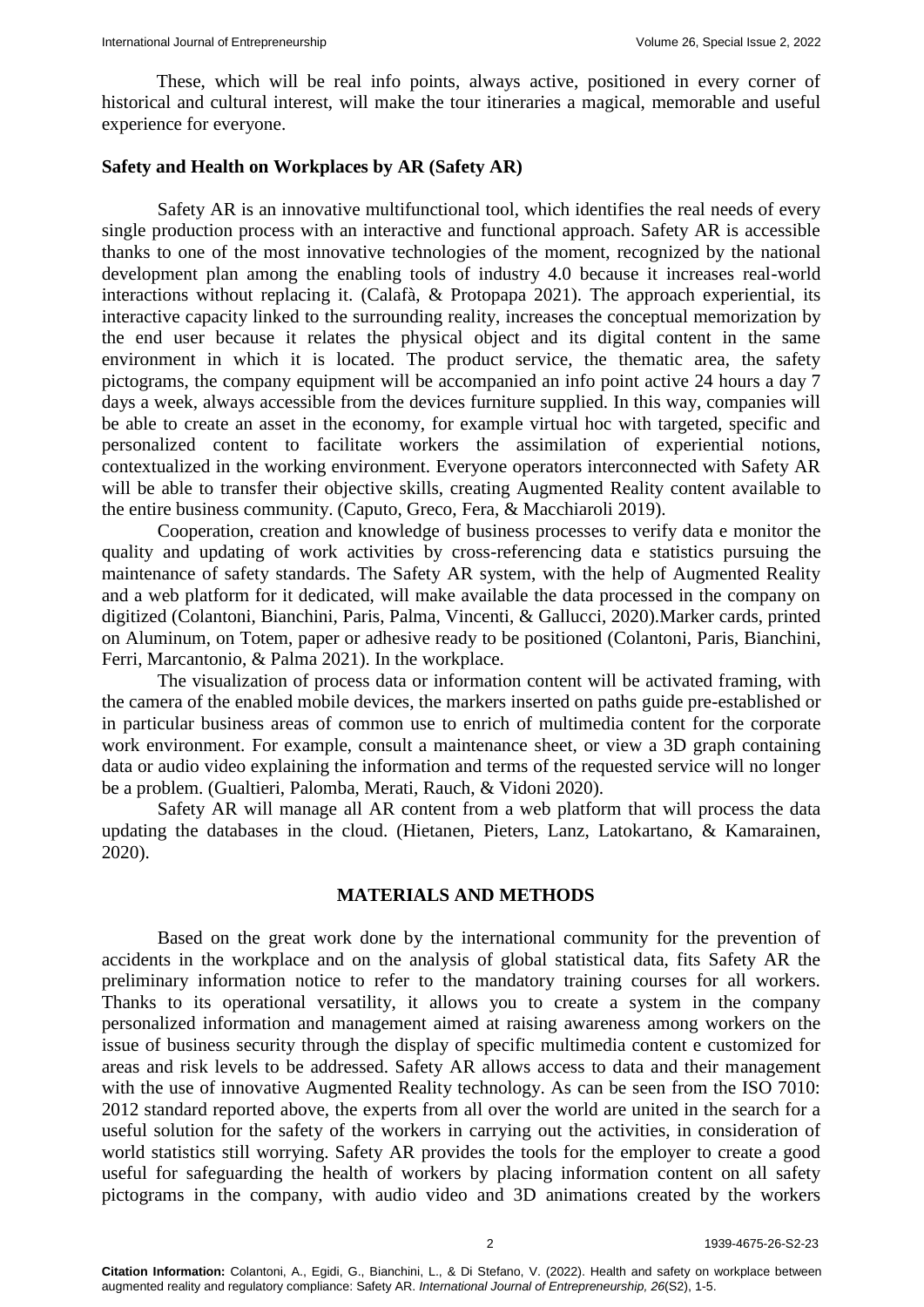These, which will be real info points, always active, positioned in every corner of historical and cultural interest, will make the tour itineraries a magical, memorable and useful experience for everyone.

**Safety and Health on Workplaces by AR (Safety AR)**

Safety AR is an innovative multifunctional tool, which identifies the real needs of every single production process with an interactive and functional approach. Safety AR is accessible thanks to one of the most innovative technologies of the moment, recognized by the national development plan among the enabling tools of industry 4.0 because it increases real-world interactions without replacing it. (Calafà, & Protopapa 2021). The approach experiential, its interactive capacity linked to the surrounding reality, increases the conceptual memorization by the end user because it relates the physical object and its digital content in the same environment in which it is located. The product service, the thematic area, the safety pictograms, the company equipment will be accompanied an info point active 24 hours a day 7 days a week, always accessible from the devices furniture supplied. In this way, companies will be able to create an asset in the economy, for example virtual hoc with targeted, specific and personalized content to facilitate workers the assimilation of experiential notions, contextualized in the working environment. Everyone operators interconnected with Safety AR will be able to transfer their objective skills, creating Augmented Reality content available to the entire business community. (Caputo, Greco, Fera, & Macchiaroli 2019).

Cooperation, creation and knowledge of business processes to verify data e monitor the quality and updating of work activities by cross-referencing data e statistics pursuing the maintenance of safety standards. The Safety AR system, with the help of Augmented Reality and a web platform for it dedicated, will make available the data processed in the company on digitized (Colantoni, Bianchini, Paris, Palma, Vincenti, & Gallucci, 2020).Marker cards, printed on Aluminum, on Totem, paper or adhesive ready to be positioned (Colantoni, Paris, Bianchini, Ferri, Marcantonio, & Palma 2021). In the workplace.

The visualization of process data or information content will be activated framing, with the camera of the enabled mobile devices, the markers inserted on paths guide pre-established or in particular business areas of common use to enrich of multimedia content for the corporate work environment. For example, consult a maintenance sheet, or view a 3D graph containing data or audio video explaining the information and terms of the requested service will no longer be a problem. (Gualtieri, Palomba, Merati, Rauch, & Vidoni 2020).

Safety AR will manage all AR content from a web platform that will process the data updating the databases in the cloud. (Hietanen, Pieters, Lanz, Latokartano, & Kamarainen, 2020).

## MATERIALS AND METHODS

Based on the great work done by the international community for the prevention of accidents in the workplace and on the analysis of global statistical data, fits Safety AR the preliminary information notice to refer to the mandatory training courses for all workers. Thanks to its operational versatility, it allows you to create a system in the company personalized information and management aimed at raising awareness among workers on the issue of business security through the display of specific multimedia content e customized for areas and risk levels to be addressed. Safety AR allows access to data and their management with the use of innovative Augmented Reality technology. As can be seen from the ISO 7010: 2012 standard reported above, the experts from all over the world are united in the search for a useful solution for the safety of the workers in carrying out the activities, in consideration of world statistics still worrying. Safety AR provides the tools for the employer to create a good useful for safeguarding the health of workers by placing information content on all safety pictograms in the company, with audio video and 3D animations created by the workers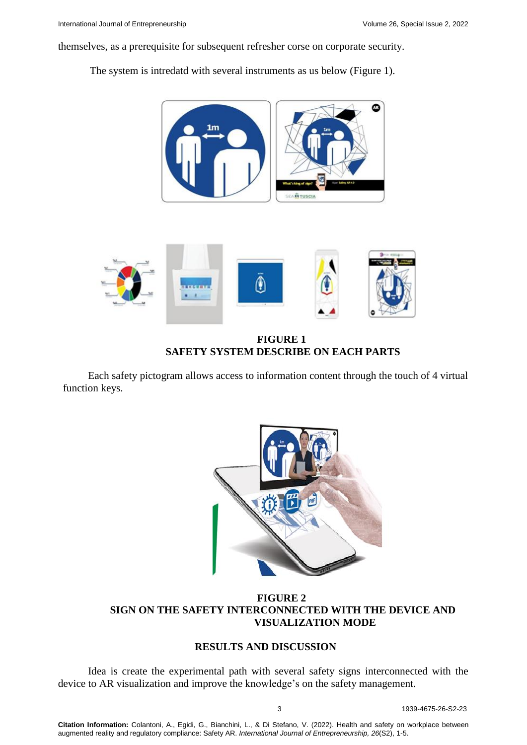themselves, as a prerequisite for subsequent refresher corse on corporate security.

The system is intredatd with several instruments as us below (Figure 1).

**FIGURE 1**
**SAFETY SYSTEM DESCRIBE ON EACH PARTS**

Each safety pictogram allows access to information content through the touch of 4 virtual function keys.

**FIGURE 2**
**SIGN ON THE SAFETY INTERCONNECTED WITH THE DEVICE AND VISUALIZATION MODE**

## RESULTS AND DISCUSSION

Idea is create the experimental path with several safety signs interconnected with the device to AR visualization and improve the knowledge's on the safety management.

**Citation Information:** Colantoni, A., Egidi, G., Bianchini, L., & Di Stefano, V. (2022). Health and safety on workplace between augmented reality and regulatory compliance: Safety AR. *International Journal of Entrepreneurship, 26*(S2), 1-5.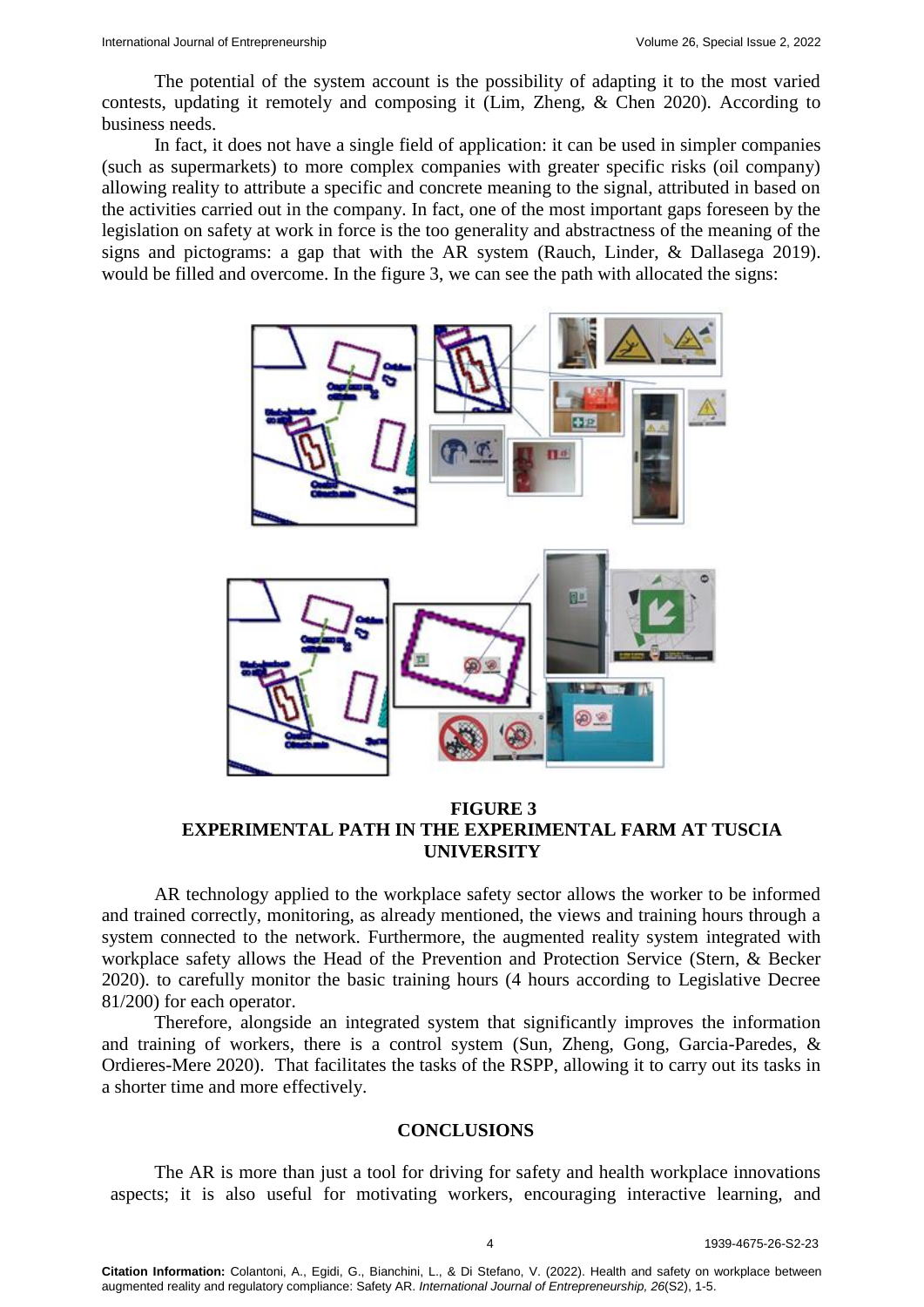The potential of the system account is the possibility of adapting it to the most varied contests, updating it remotely and composing it (Lim, Zheng, & Chen 2020). According to business needs.

In fact, it does not have a single field of application: it can be used in simpler companies (such as supermarkets) to more complex companies with greater specific risks (oil company) allowing reality to attribute a specific and concrete meaning to the signal, attributed in based on the activities carried out in the company. In fact, one of the most important gaps foreseen by the legislation on safety at work in force is the too generality and abstractness of the meaning of the signs and pictograms: a gap that with the AR system (Rauch, Linder, & Dallasega 2019). would be filled and overcome. In the figure 3, we can see the path with allocated the signs:

**FIGURE 3**
**EXPERIMENTAL PATH IN THE EXPERIMENTAL FARM AT TUSCIA UNIVERSITY**

AR technology applied to the workplace safety sector allows the worker to be informed and trained correctly, monitoring, as already mentioned, the views and training hours through a system connected to the network. Furthermore, the augmented reality system integrated with workplace safety allows the Head of the Prevention and Protection Service (Stern, & Becker 2020). to carefully monitor the basic training hours (4 hours according to Legislative Decree 81/200) for each operator.

Therefore, alongside an integrated system that significantly improves the information and training of workers, there is a control system (Sun, Zheng, Gong, Garcia-Paredes, & Ordieres-Mere 2020). That facilitates the tasks of the RSPP, allowing it to carry out its tasks in a shorter time and more effectively.

## CONCLUSIONS

The AR is more than just a tool for driving for safety and health workplace innovations aspects; it is also useful for motivating workers, encouraging interactive learning, and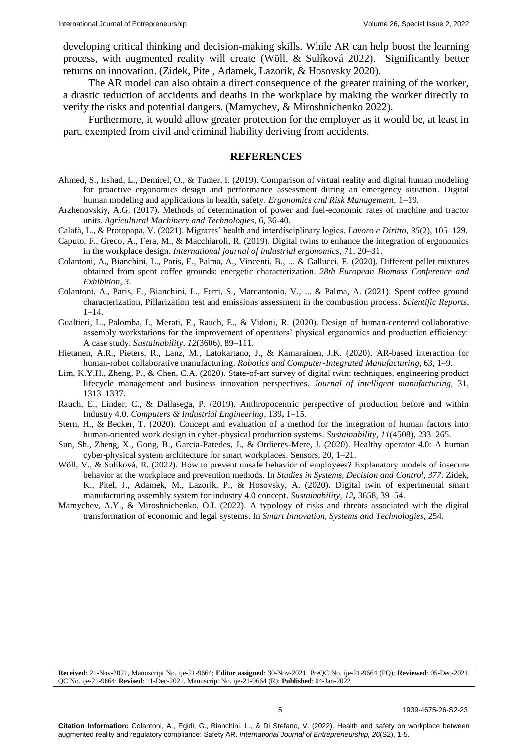developing critical thinking and decision-making skills. While AR can help boost the learning process, with augmented reality will create (Wöll, & Sulíková 2022). Significantly better returns on innovation. (Zidek, Pitel, Adamek, Lazorik, & Hosovsky 2020).

The AR model can also obtain a direct consequence of the greater training of the worker, a drastic reduction of accidents and deaths in the workplace by making the worker directly to verify the risks and potential dangers. (Mamychev, & Miroshnichenko 2022).

Furthermore, it would allow greater protection for the employer as it would be, at least in part, exempted from civil and criminal liability deriving from accidents.

## REFERENCES

Ahmed, S., Irshad, L., Demirel, O., & Tumer, I. (2019). Comparison of virtual reality and digital human modeling for proactive ergonomics design and performance assessment during an emergency situation. Digital human modeling and applications in health, safety. *Ergonomics and Risk Management*, 1–19.

Arzhenovskiy, A.G. (2017). Methods of determination of power and fuel-economic rates of machine and tractor units. *Agricultural Machinery and Technologies*, 6, 36-40.

Calafà, L., & Protopapa, V. (2021). Migrants' health and interdisciplinary logics. *Lavoro e Diritto*, *35*(2), 105–129.

Caputo, F., Greco, A., Fera, M., & Macchiaroli, R. (2019). Digital twins to enhance the integration of ergonomics in the workplace design. *International journal of industrial ergonomics,* 71, 20–31.

Colantoni, A., Bianchini, L., Paris, E., Palma, A., Vincenti, B., ... & Gallucci, F. (2020). Different pellet mixtures obtained from spent coffee grounds: energetic characterization. *28th European Biomass Conference and Exhibition, 3*.

Colantoni, A., Paris, E., Bianchini, L., Ferri, S., Marcantonio, V., ... & Palma, A. (2021). Spent coffee ground characterization, Pillarization test and emissions assessment in the combustion process. *Scientific Reports*, 1–14.

Gualtieri, L., Palomba, I., Merati, F., Rauch, E., & Vidoni, R. (2020). Design of human-centered collaborative assembly workstations for the improvement of operators' physical ergonomics and production efficiency: A case study. *Sustainability, 12*(3606), 89–111.

Hietanen, A.R., Pieters, R., Lanz, M., Latokartano, J., & Kamarainen, J.K. (2020). AR-based interaction for human-robot collaborative manufacturing. *Robotics and Computer-Integrated Manufacturing,* 63, 1–9.

Lim, K.Y.H., Zheng, P., & Chen, C.A. (2020). State-of-art survey of digital twin: techniques, engineering product lifecycle management and business innovation perspectives. *Journal of intelligent manufacturing*, 31, 1313–1337.

Rauch, E., Linder, C., & Dallasega, P. (2019). Anthropocentric perspective of production before and within Industry 4.0. *Computers & Industrial Engineering*, 139**,** 1–15.

Stern, H., & Becker, T. (2020). Concept and evaluation of a method for the integration of human factors into human-oriented work design in cyber-physical production systems. *Sustainability, 11*(4508), 233–265.

Sun, Sh., Zheng, X., Gong, B., Garcia-Paredes, J., & Ordieres-Mere, J. (2020). Healthy operator 4.0: A human cyber-physical system architecture for smart workplaces. Sensors, 20, 1–21.

Wöll, V., & Sulíková, R. (2022). How to prevent unsafe behavior of employees? Explanatory models of insecure behavior at the workplace and prevention methods. In *Studies in Systems, Decision and Control*, *377*. Zidek, K., Pitel, J., Adamek, M., Lazorik, P., & Hosovsky, A. (2020). Digital twin of experimental smart manufacturing assembly system for industry 4.0 concept. *Sustainability, 12***,** 3658, 39–54.

Mamychev, A.Y., & Miroshnichenko, O.I. (2022). A typology of risks and threats associated with the digital transformation of economic and legal systems. In *Smart Innovation, Systems and Technologies,* 254.

**Received**: 21-Nov-2021, Manuscript No. ije-21-9664; **Editor assigned**: 30-Nov-2021, PreQC No. ije-21-9664 (PQ); **Reviewed**: 05-Dec-2021, QC No. ije-21-9664; **Revised**: 11-Dec-2021, Manuscript No. ije-21-9664 (R); **Published**: 04-Jan-2022

**Citation Information:** Colantoni, A., Egidi, G., Bianchini, L., & Di Stefano, V. (2022). Health and safety on workplace between augmented reality and regulatory compliance: Safety AR. *International Journal of Entrepreneurship, 26*(S2), 1-5.